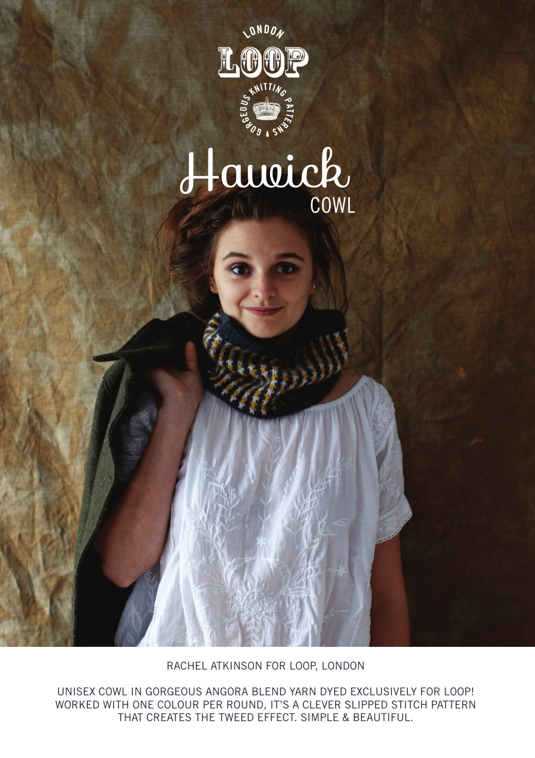LONDON

LOOP

GORGEOUS KNITTING PATTERNS

# Hawick

COWL

RACHEL ATKINSON FOR LOOP, LONDON

UNISEX COWL IN GORGEOUS ANGORA BLEND YARN DYED EXCLUSIVELY FOR LOOP! WORKED WITH ONE COLOUR PER ROUND, IT'S A CLEVER SLIPPED STITCH PATTERN THAT CREATES THE TWEED EFFECT. SIMPLE & BEAUTIFUL.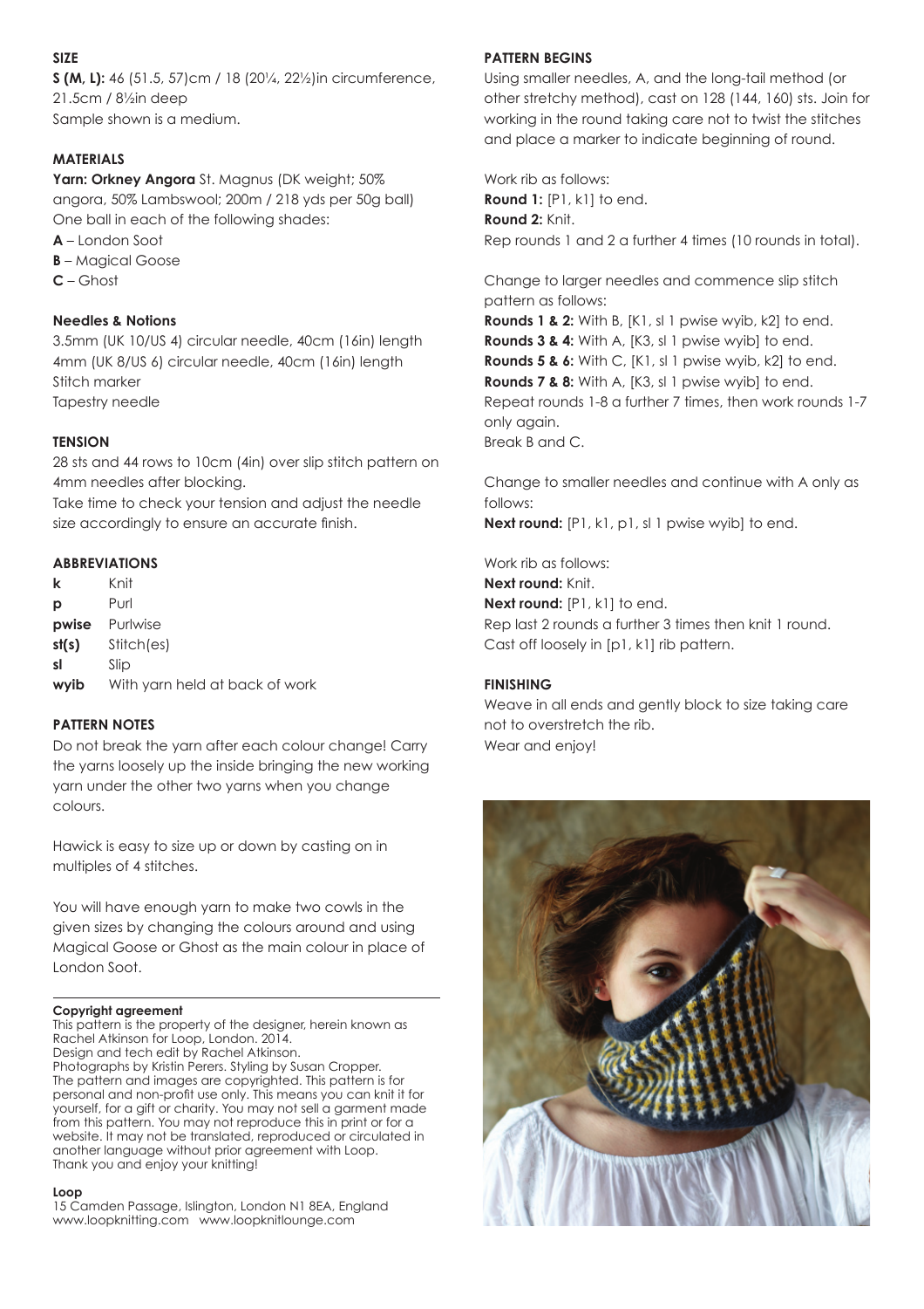## SIZE

**S (M, L):** 46 (51.5, 57)cm / 18 (20¼, 22½)in circumference, 21.5cm / 8½in deep
Sample shown is a medium.

## MATERIALS

**Yarn: Orkney Angora** St. Magnus (DK weight; 50% angora, 50% Lambswool; 200m / 218 yds per 50g ball)
One ball in each of the following shades:
**A** – London Soot
**B** – Magical Goose
**C** – Ghost

### Needles & Notions

3.5mm (UK 10/US 4) circular needle, 40cm (16in) length
4mm (UK 8/US 6) circular needle, 40cm (16in) length
Stitch marker
Tapestry needle

## TENSION

28 sts and 44 rows to 10cm (4in) over slip stitch pattern on 4mm needles after blocking.
Take time to check your tension and adjust the needle size accordingly to ensure an accurate finish.

## ABBREVIATIONS

| | |
|---|---|
| **k** | Knit |
| **p** | Purl |
| **pwise** | Purlwise |
| **st(s)** | Stitch(es) |
| **sl** | Slip |
| **wyib** | With yarn held at back of work |

## PATTERN NOTES

Do not break the yarn after each colour change! Carry the yarns loosely up the inside bringing the new working yarn under the other two yarns when you change colours.

Hawick is easy to size up or down by casting on in multiples of 4 stitches.

You will have enough yarn to make two cowls in the given sizes by changing the colours around and using Magical Goose or Ghost as the main colour in place of London Soot.

**Copyright agreement**
This pattern is the property of the designer, herein known as Rachel Atkinson for Loop, London. 2014.
Design and tech edit by Rachel Atkinson.
Photographs by Kristin Perers. Styling by Susan Cropper.
The pattern and images are copyrighted. This pattern is for personal and non-profit use only. This means you can knit it for yourself, for a gift or charity. You may not sell a garment made from this pattern. You may not reproduce this in print or for a website. It may not be translated, reproduced or circulated in another language without prior agreement with Loop.
Thank you and enjoy your knitting!

**Loop**
15 Camden Passage, Islington, London N1 8EA, England
www.loopknitting.com www.loopknitlounge.com

## PATTERN BEGINS

Using smaller needles, A, and the long-tail method (or other stretchy method), cast on 128 (144, 160) sts. Join for working in the round taking care not to twist the stitches and place a marker to indicate beginning of round.

Work rib as follows:
**Round 1:** [P1, k1] to end.
**Round 2:** Knit.
Rep rounds 1 and 2 a further 4 times (10 rounds in total).

Change to larger needles and commence slip stitch pattern as follows:
**Rounds 1 & 2:** With B, [K1, sl 1 pwise wyib, k2] to end.
**Rounds 3 & 4:** With A, [K3, sl 1 pwise wyib] to end.
**Rounds 5 & 6:** With C, [K1, sl 1 pwise wyib, k2] to end.
**Rounds 7 & 8:** With A, [K3, sl 1 pwise wyib] to end.
Repeat rounds 1-8 a further 7 times, then work rounds 1-7 only again.
Break B and C.

Change to smaller needles and continue with A only as follows:
**Next round:** [P1, k1, p1, sl 1 pwise wyib] to end.

Work rib as follows:
**Next round:** Knit.
**Next round:** [P1, k1] to end.
Rep last 2 rounds a further 3 times then knit 1 round.
Cast off loosely in [p1, k1] rib pattern.

## FINISHING

Weave in all ends and gently block to size taking care not to overstretch the rib.
Wear and enjoy!